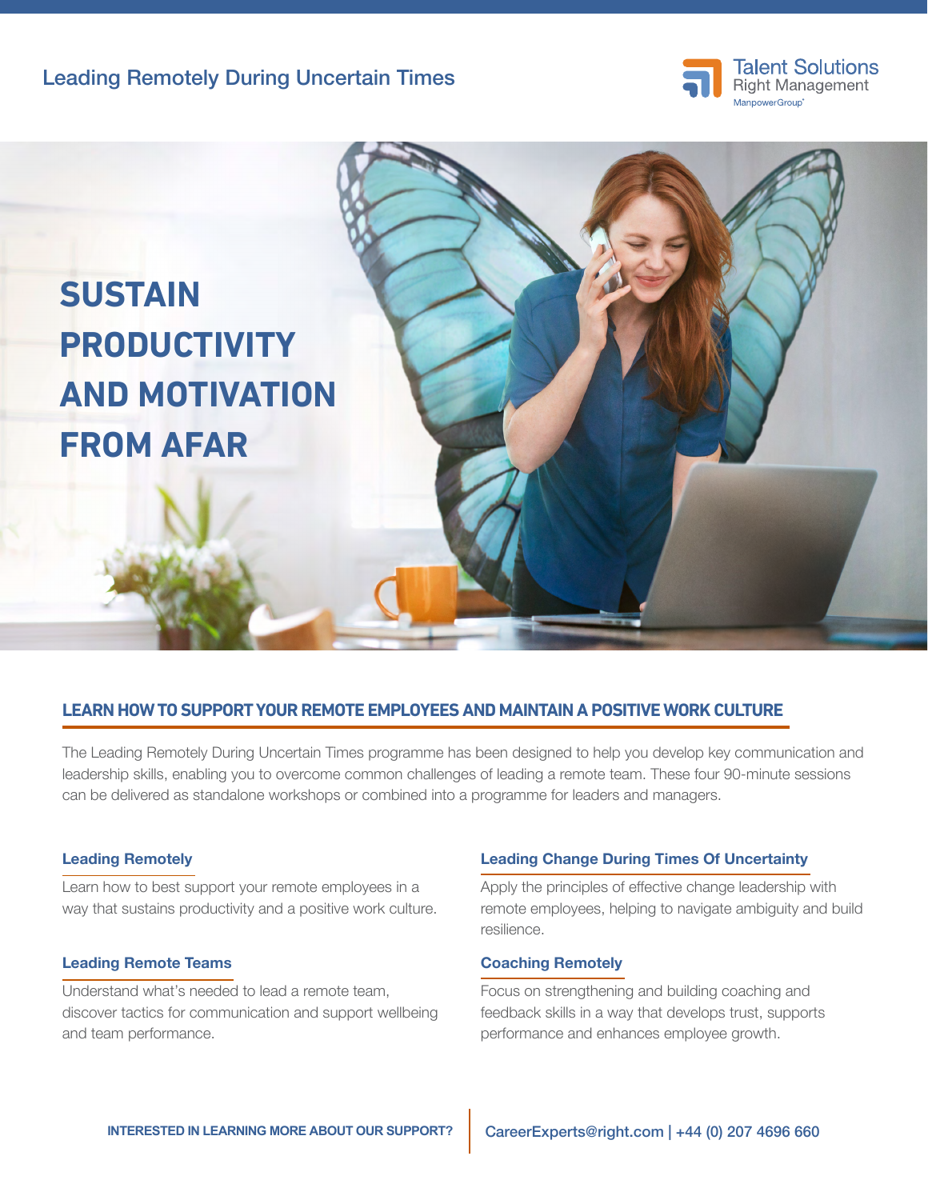Leading Remotely During Uncertain Times

Talent Solutions
Right Management
ManpowerGroup

# SUSTAIN PRODUCTIVITY AND MOTIVATION FROM AFAR

## LEARN HOW TO SUPPORT YOUR REMOTE EMPLOYEES AND MAINTAIN A POSITIVE WORK CULTURE

The Leading Remotely During Uncertain Times programme has been designed to help you develop key communication and leadership skills, enabling you to overcome common challenges of leading a remote team. These four 90-minute sessions can be delivered as standalone workshops or combined into a programme for leaders and managers.

### Leading Remotely

Learn how to best support your remote employees in a way that sustains productivity and a positive work culture.

### Leading Remote Teams

Understand what's needed to lead a remote team, discover tactics for communication and support wellbeing and team performance.

### Leading Change During Times Of Uncertainty

Apply the principles of effective change leadership with remote employees, helping to navigate ambiguity and build resilience.

### Coaching Remotely

Focus on strengthening and building coaching and feedback skills in a way that develops trust, supports performance and enhances employee growth.

**INTERESTED IN LEARNING MORE ABOUT OUR SUPPORT?** CareerExperts@right.com | +44 (0) 207 4696 660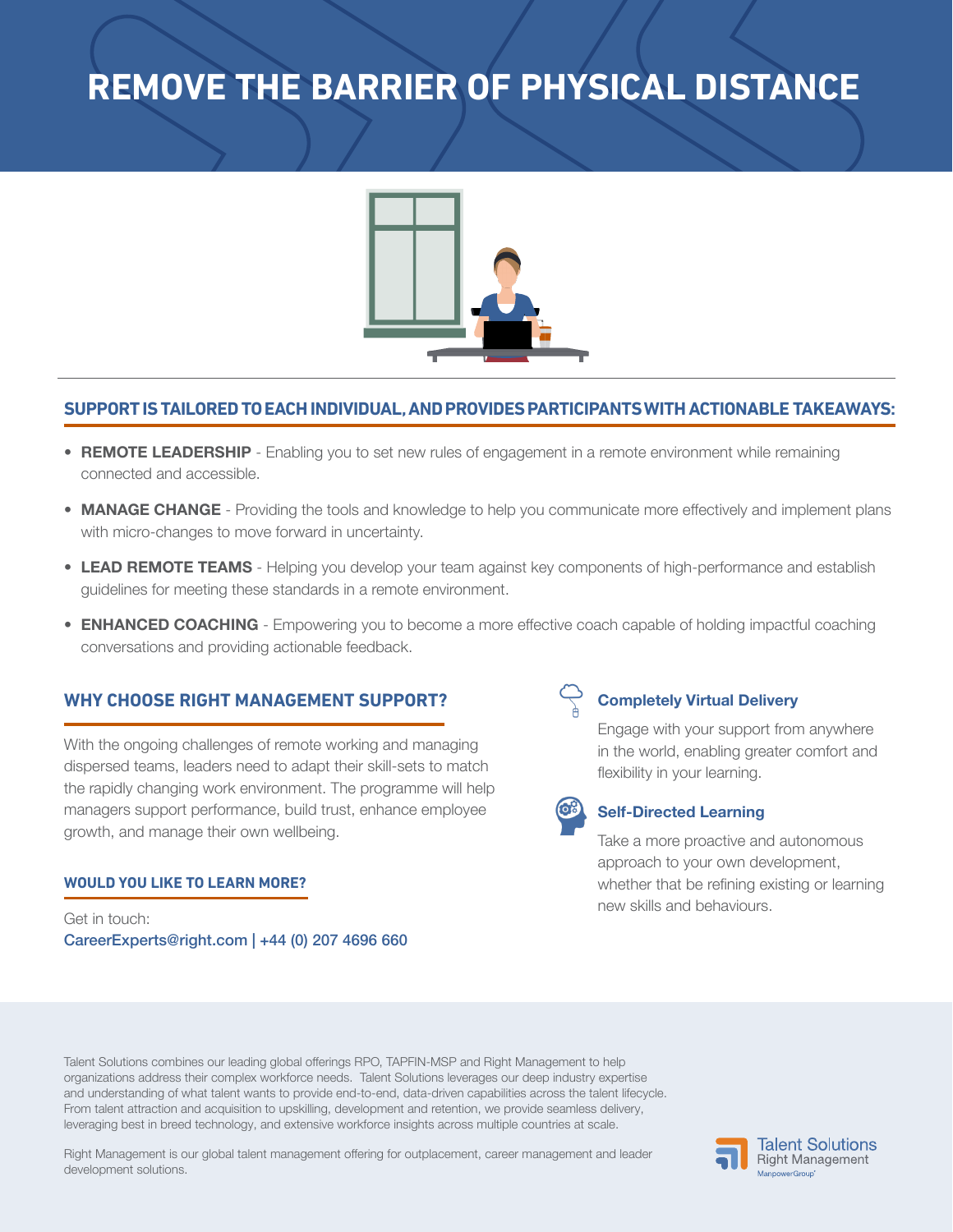# REMOVE THE BARRIER OF PHYSICAL DISTANCE

## SUPPORT IS TAILORED TO EACH INDIVIDUAL, AND PROVIDES PARTICIPANTS WITH ACTIONABLE TAKEAWAYS:

- **REMOTE LEADERSHIP** - Enabling you to set new rules of engagement in a remote environment while remaining connected and accessible.
- **MANAGE CHANGE** - Providing the tools and knowledge to help you communicate more effectively and implement plans with micro-changes to move forward in uncertainty.
- **LEAD REMOTE TEAMS** - Helping you develop your team against key components of high-performance and establish guidelines for meeting these standards in a remote environment.
- **ENHANCED COACHING** - Empowering you to become a more effective coach capable of holding impactful coaching conversations and providing actionable feedback.

## WHY CHOOSE RIGHT MANAGEMENT SUPPORT?

With the ongoing challenges of remote working and managing dispersed teams, leaders need to adapt their skill-sets to match the rapidly changing work environment. The programme will help managers support performance, build trust, enhance employee growth, and manage their own wellbeing.

### Completely Virtual Delivery

Engage with your support from anywhere in the world, enabling greater comfort and flexibility in your learning.

### Self-Directed Learning

Take a more proactive and autonomous approach to your own development, whether that be refining existing or learning new skills and behaviours.

### WOULD YOU LIKE TO LEARN MORE?

Get in touch:
CareerExperts@right.com | +44 (0) 207 4696 660

Talent Solutions combines our leading global offerings RPO, TAPFIN-MSP and Right Management to help organizations address their complex workforce needs. Talent Solutions leverages our deep industry expertise and understanding of what talent wants to provide end-to-end, data-driven capabilities across the talent lifecycle. From talent attraction and acquisition to upskilling, development and retention, we provide seamless delivery, leveraging best in breed technology, and extensive workforce insights across multiple countries at scale.

Right Management is our global talent management offering for outplacement, career management and leader development solutions.

Talent Solutions
Right Management
ManpowerGroup